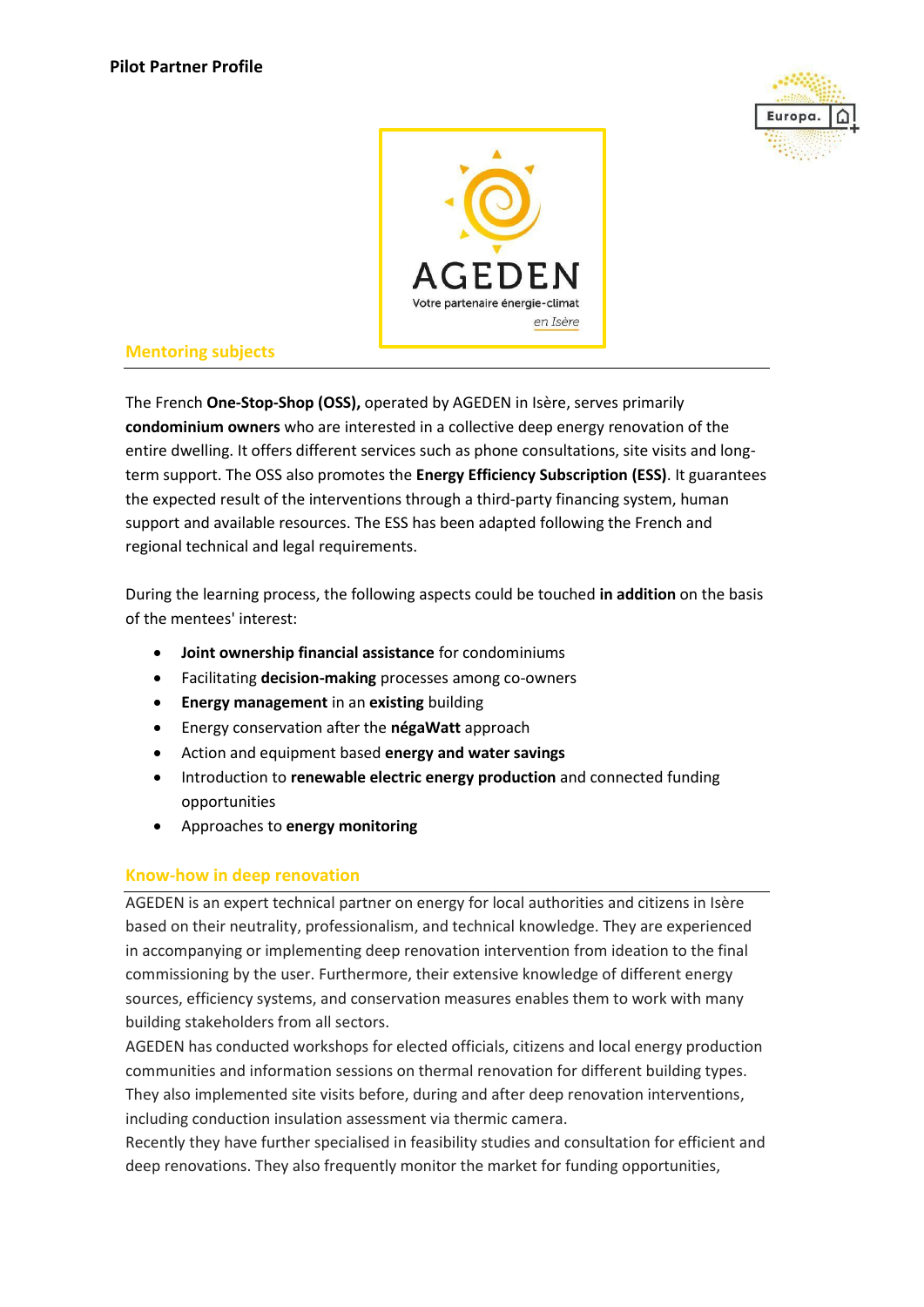# Pilot Partner Profile

## Mentoring subjects

The French **One-Stop-Shop (OSS),** operated by AGEDEN in Isère, serves primarily **condominium owners** who are interested in a collective deep energy renovation of the entire dwelling. It offers different services such as phone consultations, site visits and long-term support. The OSS also promotes the **Energy Efficiency Subscription (ESS)**. It guarantees the expected result of the interventions through a third-party financing system, human support and available resources. The ESS has been adapted following the French and regional technical and legal requirements.

During the learning process, the following aspects could be touched **in addition** on the basis of the mentees' interest:

- **Joint ownership financial assistance** for condominiums
- Facilitating **decision-making** processes among co-owners
- **Energy management** in an **existing** building
- Energy conservation after the **négaWatt** approach
- Action and equipment based **energy and water savings**
- Introduction to **renewable electric energy production** and connected funding opportunities
- Approaches to **energy monitoring**

## Know-how in deep renovation

AGEDEN is an expert technical partner on energy for local authorities and citizens in Isère based on their neutrality, professionalism, and technical knowledge. They are experienced in accompanying or implementing deep renovation intervention from ideation to the final commissioning by the user. Furthermore, their extensive knowledge of different energy sources, efficiency systems, and conservation measures enables them to work with many building stakeholders from all sectors.

AGEDEN has conducted workshops for elected officials, citizens and local energy production communities and information sessions on thermal renovation for different building types. They also implemented site visits before, during and after deep renovation interventions, including conduction insulation assessment via thermic camera.

Recently they have further specialised in feasibility studies and consultation for efficient and deep renovations. They also frequently monitor the market for funding opportunities,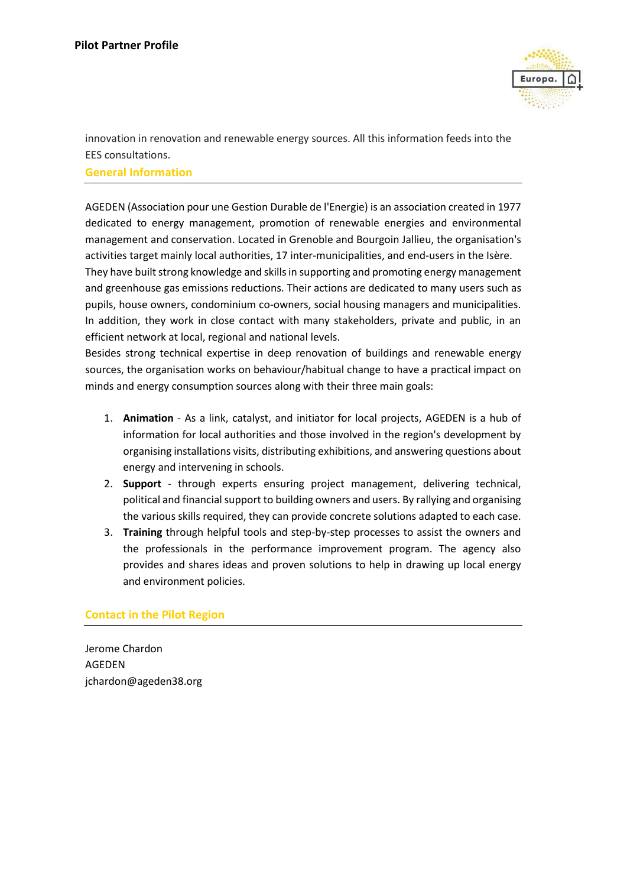innovation in renovation and renewable energy sources. All this information feeds into the EES consultations.

## General Information

AGEDEN (Association pour une Gestion Durable de l'Energie) is an association created in 1977 dedicated to energy management, promotion of renewable energies and environmental management and conservation. Located in Grenoble and Bourgoin Jallieu, the organisation's activities target mainly local authorities, 17 inter-municipalities, and end-users in the Isère.
They have built strong knowledge and skills in supporting and promoting energy management and greenhouse gas emissions reductions. Their actions are dedicated to many users such as pupils, house owners, condominium co-owners, social housing managers and municipalities. In addition, they work in close contact with many stakeholders, private and public, in an efficient network at local, regional and national levels.
Besides strong technical expertise in deep renovation of buildings and renewable energy sources, the organisation works on behaviour/habitual change to have a practical impact on minds and energy consumption sources along with their three main goals:

1. **Animation** - As a link, catalyst, and initiator for local projects, AGEDEN is a hub of information for local authorities and those involved in the region's development by organising installations visits, distributing exhibitions, and answering questions about energy and intervening in schools.
2. **Support** - through experts ensuring project management, delivering technical, political and financial support to building owners and users. By rallying and organising the various skills required, they can provide concrete solutions adapted to each case.
3. **Training** through helpful tools and step-by-step processes to assist the owners and the professionals in the performance improvement program. The agency also provides and shares ideas and proven solutions to help in drawing up local energy and environment policies.

## Contact in the Pilot Region

Jerome Chardon
AGEDEN
jchardon@ageden38.org